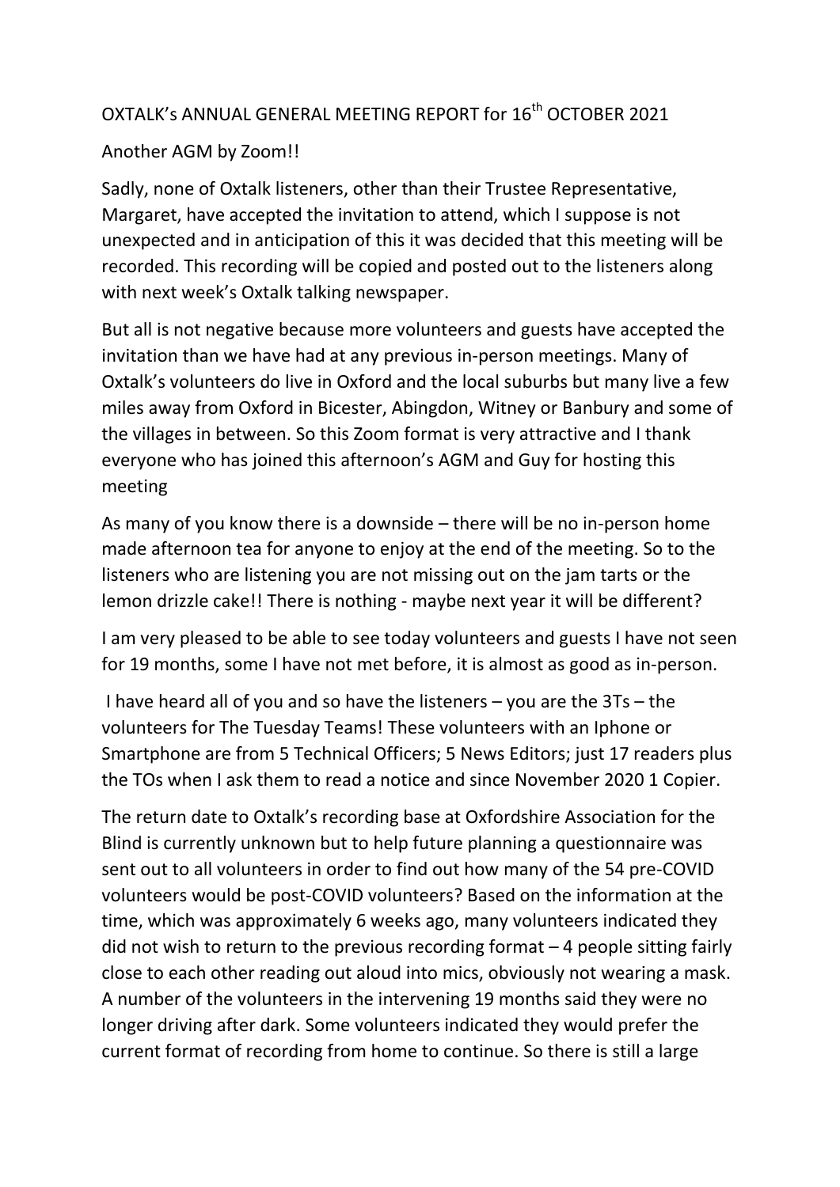# OXTALK's ANNUAL GENERAL MEETING REPORT for 16th OCTOBER 2021

Another AGM by Zoom!!

Sadly, none of Oxtalk listeners, other than their Trustee Representative, Margaret, have accepted the invitation to attend, which I suppose is not unexpected and in anticipation of this it was decided that this meeting will be recorded. This recording will be copied and posted out to the listeners along with next week's Oxtalk talking newspaper.

But all is not negative because more volunteers and guests have accepted the invitation than we have had at any previous in-person meetings. Many of Oxtalk's volunteers do live in Oxford and the local suburbs but many live a few miles away from Oxford in Bicester, Abingdon, Witney or Banbury and some of the villages in between. So this Zoom format is very attractive and I thank everyone who has joined this afternoon's AGM and Guy for hosting this meeting

As many of you know there is a downside – there will be no in-person home made afternoon tea for anyone to enjoy at the end of the meeting. So to the listeners who are listening you are not missing out on the jam tarts or the lemon drizzle cake!! There is nothing - maybe next year it will be different?

I am very pleased to be able to see today volunteers and guests I have not seen for 19 months, some I have not met before, it is almost as good as in-person.

I have heard all of you and so have the listeners – you are the 3Ts – the volunteers for The Tuesday Teams! These volunteers with an Iphone or Smartphone are from 5 Technical Officers; 5 News Editors; just 17 readers plus the TOs when I ask them to read a notice and since November 2020 1 Copier.

The return date to Oxtalk's recording base at Oxfordshire Association for the Blind is currently unknown but to help future planning a questionnaire was sent out to all volunteers in order to find out how many of the 54 pre-COVID volunteers would be post-COVID volunteers? Based on the information at the time, which was approximately 6 weeks ago, many volunteers indicated they did not wish to return to the previous recording format – 4 people sitting fairly close to each other reading out aloud into mics, obviously not wearing a mask. A number of the volunteers in the intervening 19 months said they were no longer driving after dark. Some volunteers indicated they would prefer the current format of recording from home to continue. So there is still a large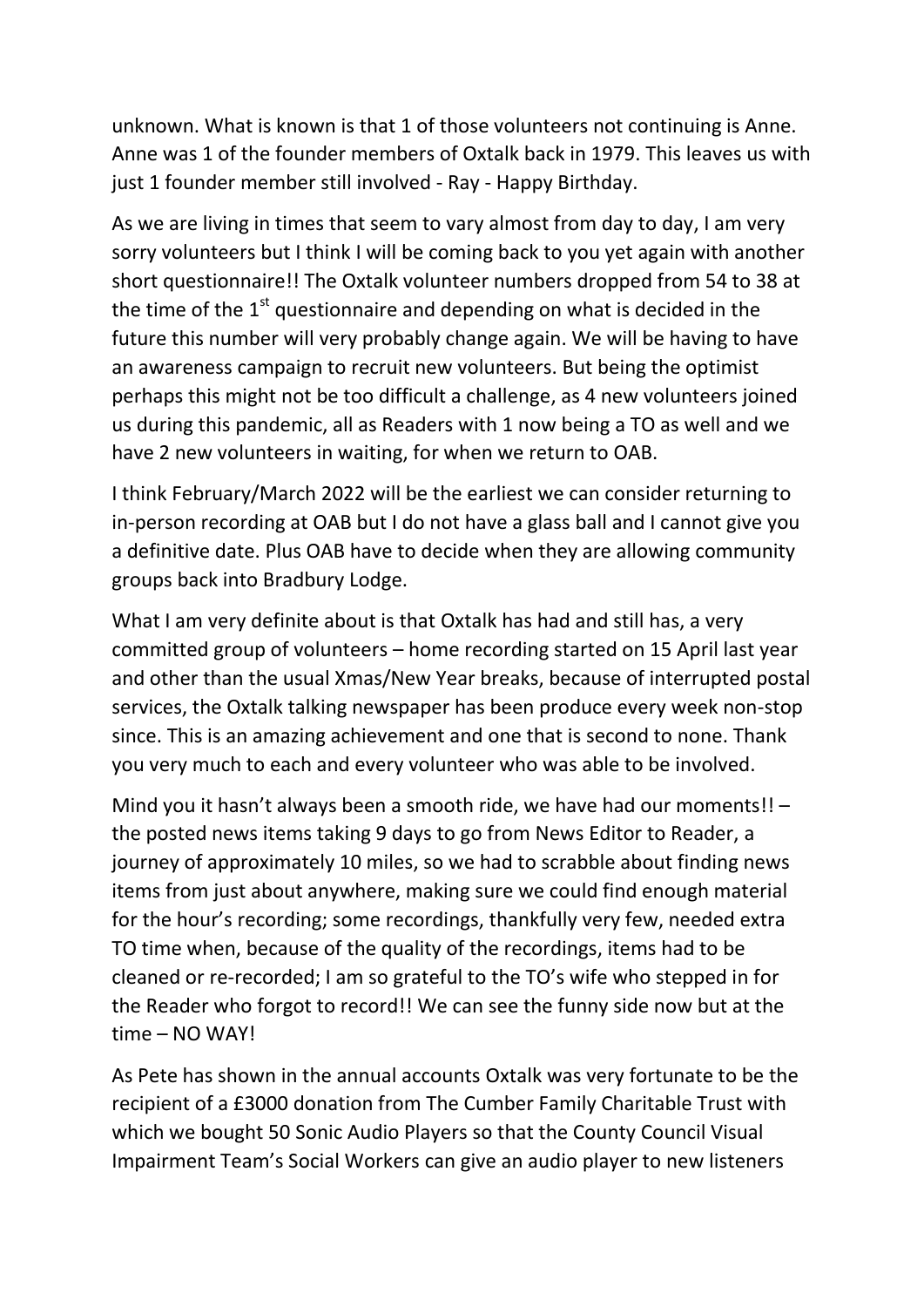unknown. What is known is that 1 of those volunteers not continuing is Anne. Anne was 1 of the founder members of Oxtalk back in 1979. This leaves us with just 1 founder member still involved - Ray - Happy Birthday.

As we are living in times that seem to vary almost from day to day, I am very sorry volunteers but I think I will be coming back to you yet again with another short questionnaire!! The Oxtalk volunteer numbers dropped from 54 to 38 at the time of the 1st questionnaire and depending on what is decided in the future this number will very probably change again. We will be having to have an awareness campaign to recruit new volunteers. But being the optimist perhaps this might not be too difficult a challenge, as 4 new volunteers joined us during this pandemic, all as Readers with 1 now being a TO as well and we have 2 new volunteers in waiting, for when we return to OAB.

I think February/March 2022 will be the earliest we can consider returning to in-person recording at OAB but I do not have a glass ball and I cannot give you a definitive date. Plus OAB have to decide when they are allowing community groups back into Bradbury Lodge.

What I am very definite about is that Oxtalk has had and still has, a very committed group of volunteers – home recording started on 15 April last year and other than the usual Xmas/New Year breaks, because of interrupted postal services, the Oxtalk talking newspaper has been produce every week non-stop since. This is an amazing achievement and one that is second to none. Thank you very much to each and every volunteer who was able to be involved.

Mind you it hasn't always been a smooth ride, we have had our moments!! – the posted news items taking 9 days to go from News Editor to Reader, a journey of approximately 10 miles, so we had to scrabble about finding news items from just about anywhere, making sure we could find enough material for the hour's recording; some recordings, thankfully very few, needed extra TO time when, because of the quality of the recordings, items had to be cleaned or re-recorded; I am so grateful to the TO's wife who stepped in for the Reader who forgot to record!! We can see the funny side now but at the time – NO WAY!

As Pete has shown in the annual accounts Oxtalk was very fortunate to be the recipient of a £3000 donation from The Cumber Family Charitable Trust with which we bought 50 Sonic Audio Players so that the County Council Visual Impairment Team's Social Workers can give an audio player to new listeners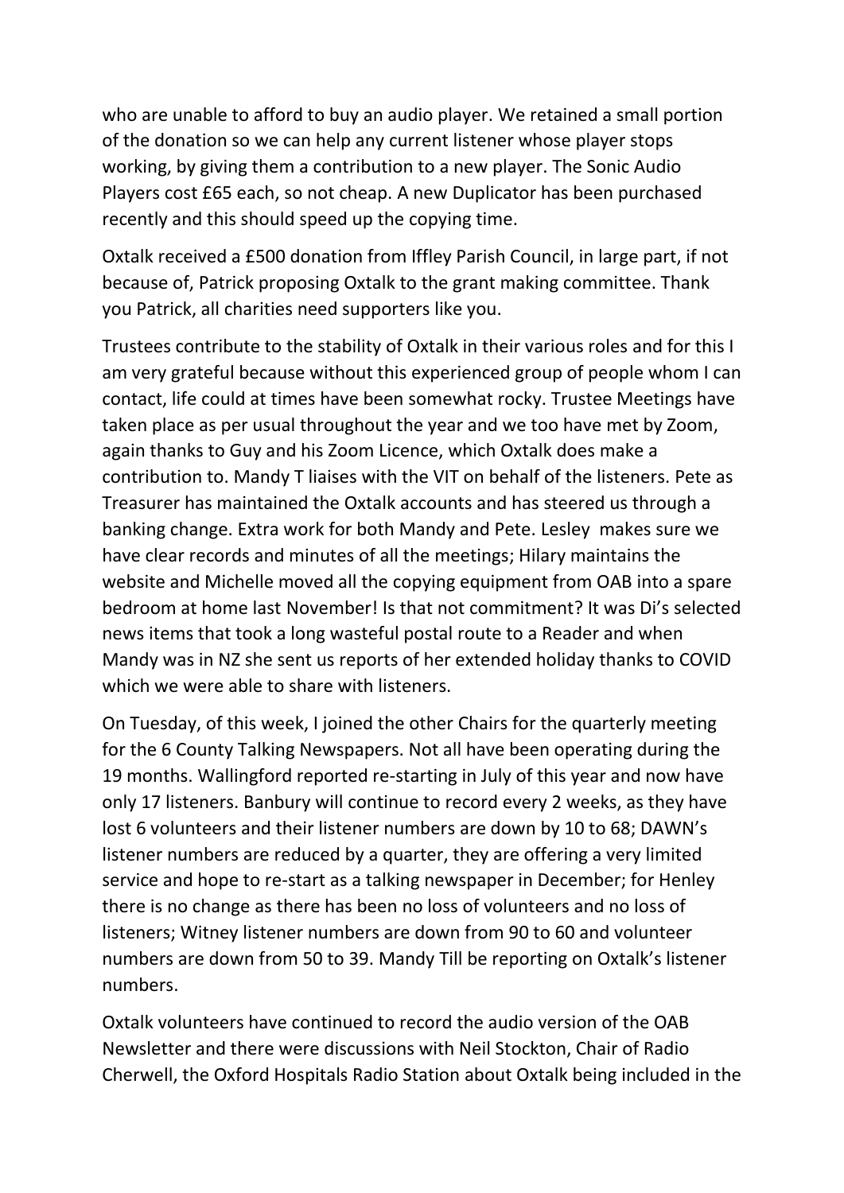who are unable to afford to buy an audio player. We retained a small portion of the donation so we can help any current listener whose player stops working, by giving them a contribution to a new player. The Sonic Audio Players cost £65 each, so not cheap. A new Duplicator has been purchased recently and this should speed up the copying time.

Oxtalk received a £500 donation from Iffley Parish Council, in large part, if not because of, Patrick proposing Oxtalk to the grant making committee. Thank you Patrick, all charities need supporters like you.

Trustees contribute to the stability of Oxtalk in their various roles and for this I am very grateful because without this experienced group of people whom I can contact, life could at times have been somewhat rocky. Trustee Meetings have taken place as per usual throughout the year and we too have met by Zoom, again thanks to Guy and his Zoom Licence, which Oxtalk does make a contribution to. Mandy T liaises with the VIT on behalf of the listeners. Pete as Treasurer has maintained the Oxtalk accounts and has steered us through a banking change. Extra work for both Mandy and Pete. Lesley makes sure we have clear records and minutes of all the meetings; Hilary maintains the website and Michelle moved all the copying equipment from OAB into a spare bedroom at home last November! Is that not commitment? It was Di's selected news items that took a long wasteful postal route to a Reader and when Mandy was in NZ she sent us reports of her extended holiday thanks to COVID which we were able to share with listeners.

On Tuesday, of this week, I joined the other Chairs for the quarterly meeting for the 6 County Talking Newspapers. Not all have been operating during the 19 months. Wallingford reported re-starting in July of this year and now have only 17 listeners. Banbury will continue to record every 2 weeks, as they have lost 6 volunteers and their listener numbers are down by 10 to 68; DAWN's listener numbers are reduced by a quarter, they are offering a very limited service and hope to re-start as a talking newspaper in December; for Henley there is no change as there has been no loss of volunteers and no loss of listeners; Witney listener numbers are down from 90 to 60 and volunteer numbers are down from 50 to 39. Mandy Till be reporting on Oxtalk's listener numbers.

Oxtalk volunteers have continued to record the audio version of the OAB Newsletter and there were discussions with Neil Stockton, Chair of Radio Cherwell, the Oxford Hospitals Radio Station about Oxtalk being included in the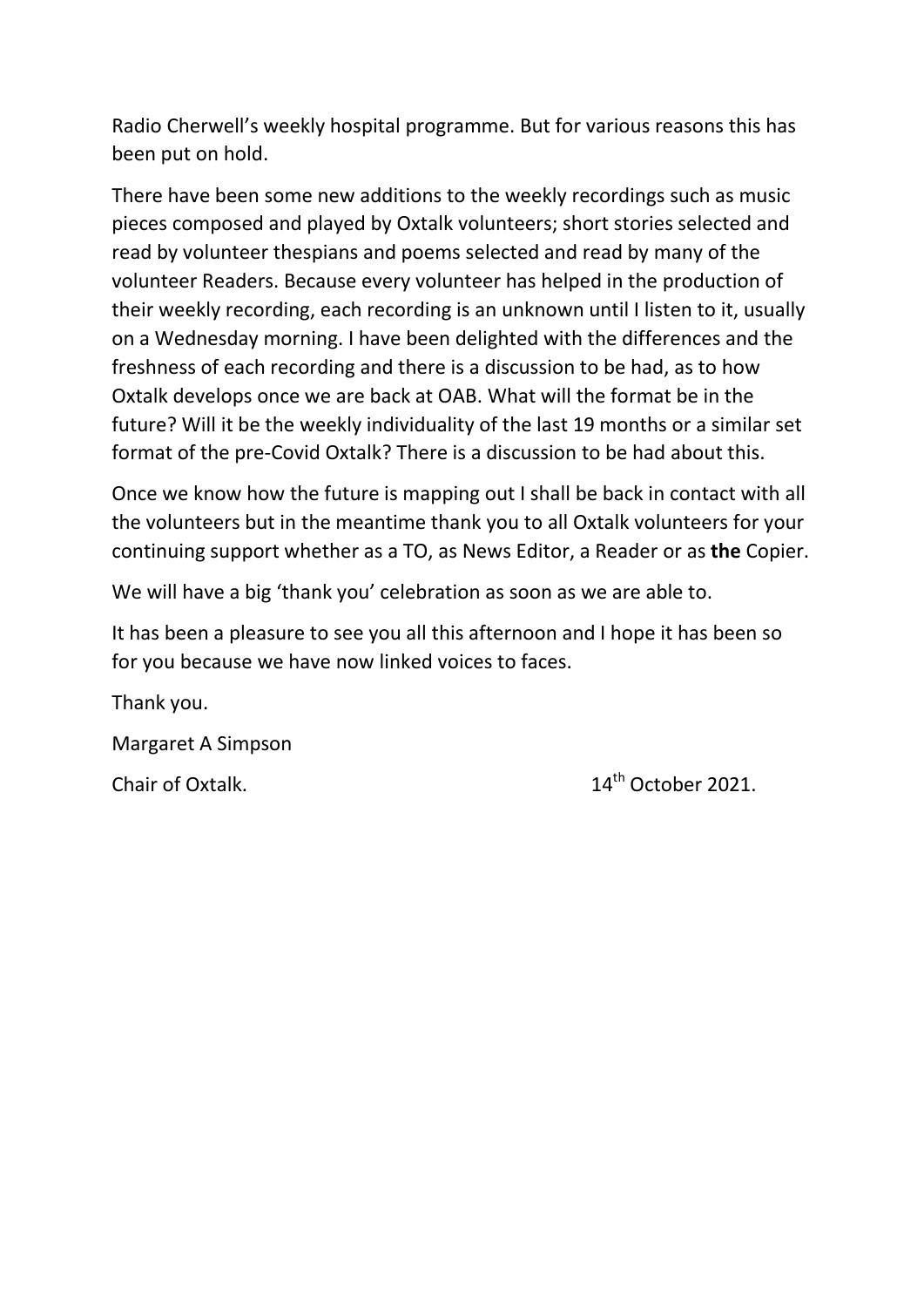Radio Cherwell's weekly hospital programme. But for various reasons this has been put on hold.

There have been some new additions to the weekly recordings such as music pieces composed and played by Oxtalk volunteers; short stories selected and read by volunteer thespians and poems selected and read by many of the volunteer Readers. Because every volunteer has helped in the production of their weekly recording, each recording is an unknown until I listen to it, usually on a Wednesday morning. I have been delighted with the differences and the freshness of each recording and there is a discussion to be had, as to how Oxtalk develops once we are back at OAB. What will the format be in the future? Will it be the weekly individuality of the last 19 months or a similar set format of the pre-Covid Oxtalk? There is a discussion to be had about this.

Once we know how the future is mapping out I shall be back in contact with all the volunteers but in the meantime thank you to all Oxtalk volunteers for your continuing support whether as a TO, as News Editor, a Reader or as **the** Copier.

We will have a big 'thank you' celebration as soon as we are able to.

It has been a pleasure to see you all this afternoon and I hope it has been so for you because we have now linked voices to faces.

Thank you.

Margaret A Simpson

Chair of Oxtalk. 14th October 2021.